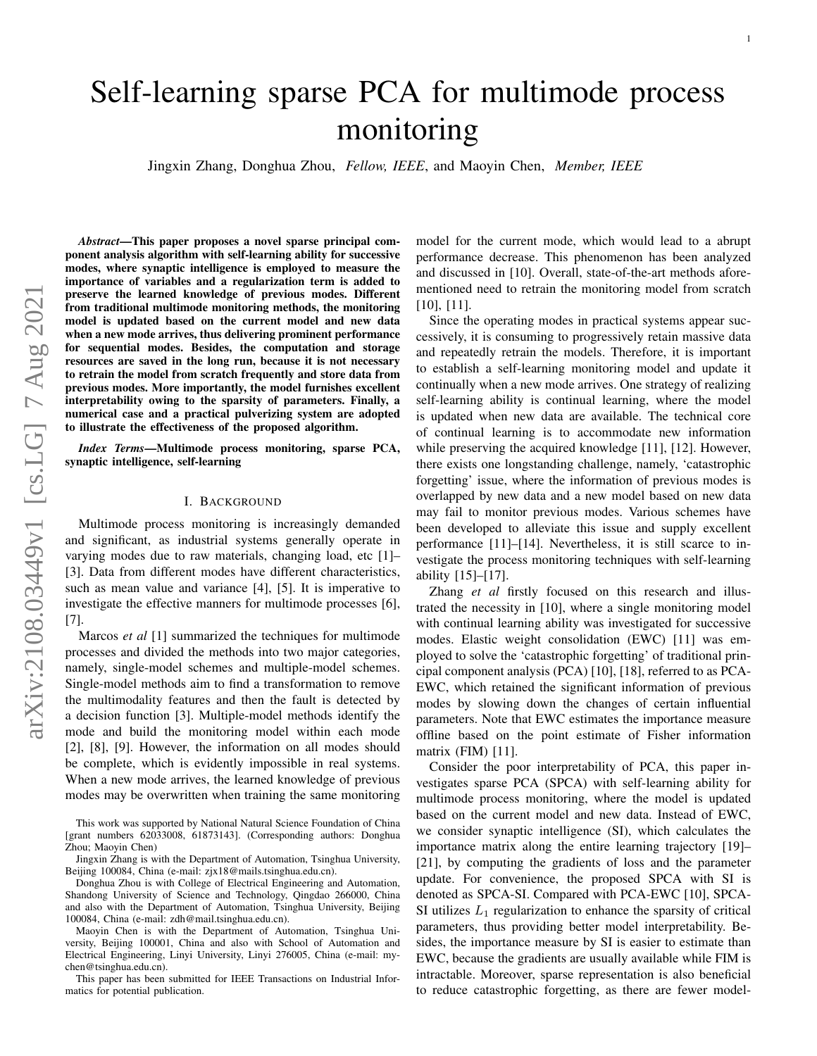# Self-learning sparse PCA for multimode process monitoring

Jingxin Zhang, Donghua Zhou, *Fellow, IEEE*, and Maoyin Chen, *Member, IEEE*

***Abstract*—This paper proposes a novel sparse principal component analysis algorithm with self-learning ability for successive modes, where synaptic intelligence is employed to measure the importance of variables and a regularization term is added to preserve the learned knowledge of previous modes. Different from traditional multimode monitoring methods, the monitoring model is updated based on the current model and new data when a new mode arrives, thus delivering prominent performance for sequential modes. Besides, the computation and storage resources are saved in the long run, because it is not necessary to retrain the model from scratch frequently and store data from previous modes. More importantly, the model furnishes excellent interpretability owing to the sparsity of parameters. Finally, a numerical case and a practical pulverizing system are adopted to illustrate the effectiveness of the proposed algorithm.**

***Index Terms*—Multimode process monitoring, sparse PCA, synaptic intelligence, self-learning**

## I. Background

Multimode process monitoring is increasingly demanded and significant, as industrial systems generally operate in varying modes due to raw materials, changing load, etc [1]–[3]. Data from different modes have different characteristics, such as mean value and variance [4], [5]. It is imperative to investigate the effective manners for multimode processes [6], [7].

Marcos *et al* [1] summarized the techniques for multimode processes and divided the methods into two major categories, namely, single-model schemes and multiple-model schemes. Single-model methods aim to find a transformation to remove the multimodality features and then the fault is detected by a decision function [3]. Multiple-model methods identify the mode and build the monitoring model within each mode [2], [8], [9]. However, the information on all modes should be complete, which is evidently impossible in real systems. When a new mode arrives, the learned knowledge of previous modes may be overwritten when training the same monitoring model for the current mode, which would lead to a abrupt performance decrease. This phenomenon has been analyzed and discussed in [10]. Overall, state-of-the-art methods aforementioned need to retrain the monitoring model from scratch [10], [11].

Since the operating modes in practical systems appear successively, it is consuming to progressively retain massive data and repeatedly retrain the models. Therefore, it is important to establish a self-learning monitoring model and update it continually when a new mode arrives. One strategy of realizing self-learning ability is continual learning, where the model is updated when new data are available. The technical core of continual learning is to accommodate new information while preserving the acquired knowledge [11], [12]. However, there exists one longstanding challenge, namely, 'catastrophic forgetting' issue, where the information of previous modes is overlapped by new data and a new model based on new data may fail to monitor previous modes. Various schemes have been developed to alleviate this issue and supply excellent performance [11]–[14]. Nevertheless, it is still scarce to investigate the process monitoring techniques with self-learning ability [15]–[17].

Zhang *et al* firstly focused on this research and illustrated the necessity in [10], where a single monitoring model with continual learning ability was investigated for successive modes. Elastic weight consolidation (EWC) [11] was employed to solve the 'catastrophic forgetting' of traditional principal component analysis (PCA) [10], [18], referred to as PCA-EWC, which retained the significant information of previous modes by slowing down the changes of certain influential parameters. Note that EWC estimates the importance measure offline based on the point estimate of Fisher information matrix (FIM) [11].

Consider the poor interpretability of PCA, this paper investigates sparse PCA (SPCA) with self-learning ability for multimode process monitoring, where the model is updated based on the current model and new data. Instead of EWC, we consider synaptic intelligence (SI), which calculates the importance matrix along the entire learning trajectory [19]–[21], by computing the gradients of loss and the parameter update. For convenience, the proposed SPCA with SI is denoted as SPCA-SI. Compared with PCA-EWC [10], SPCA-SI utilizes $L_1$ regularization to enhance the sparsity of critical parameters, thus providing better model interpretability. Besides, the importance measure by SI is easier to estimate than EWC, because the gradients are usually available while FIM is intractable. Moreover, sparse representation is also beneficial to reduce catastrophic forgetting, as there are fewer model-

This work was supported by National Natural Science Foundation of China [grant numbers 62033008, 61873143]. (Corresponding authors: Donghua Zhou; Maoyin Chen)

Jingxin Zhang is with the Department of Automation, Tsinghua University, Beijing 100084, China (e-mail: zjx18@mails.tsinghua.edu.cn).

Donghua Zhou is with College of Electrical Engineering and Automation, Shandong University of Science and Technology, Qingdao 266000, China and also with the Department of Automation, Tsinghua University, Beijing 100084, China (e-mail: zdh@mail.tsinghua.edu.cn).

Maoyin Chen is with the Department of Automation, Tsinghua University, Beijing 100001, China and also with School of Automation and Electrical Engineering, Linyi University, Linyi 276005, China (e-mail: mychen@tsinghua.edu.cn).

This paper has been submitted for IEEE Transactions on Industrial Informatics for potential publication.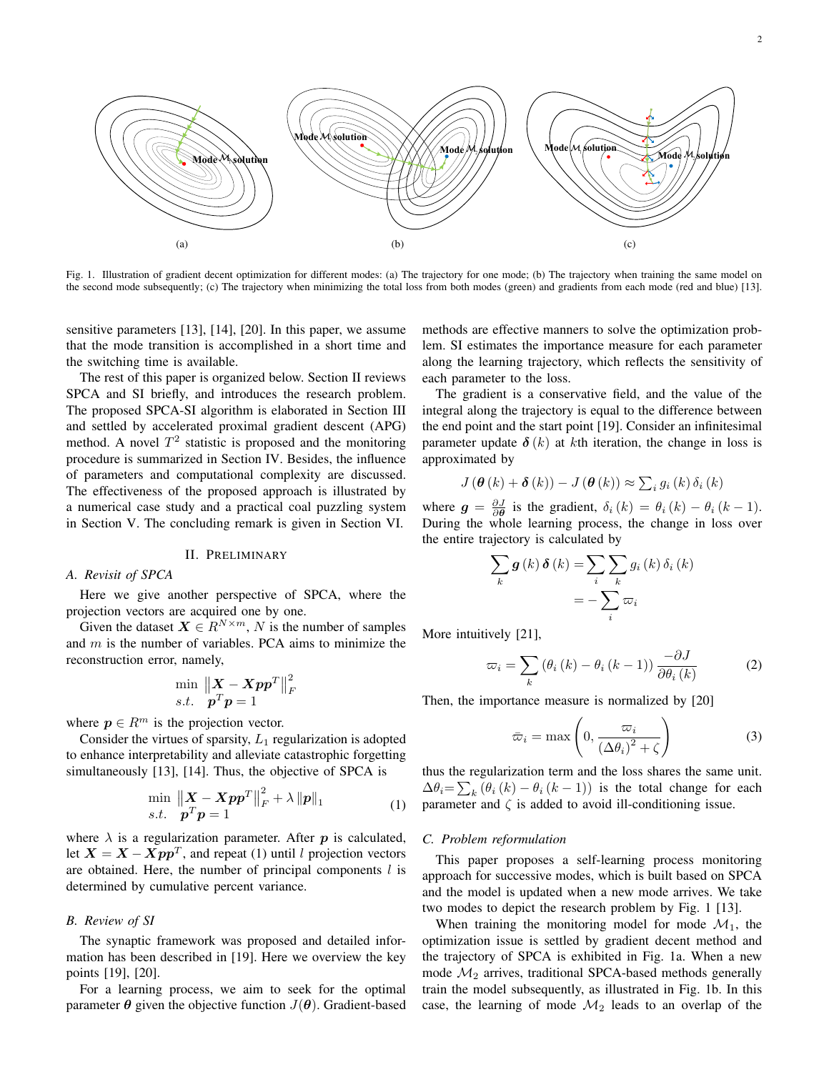Fig. 1. Illustration of gradient decent optimization for different modes: (a) The trajectory for one mode; (b) The trajectory when training the same model on the second mode subsequently; (c) The trajectory when minimizing the total loss from both modes (green) and gradients from each mode (red and blue) [13].

sensitive parameters [13], [14], [20]. In this paper, we assume that the mode transition is accomplished in a short time and the switching time is available.

The rest of this paper is organized below. Section II reviews SPCA and SI briefly, and introduces the research problem. The proposed SPCA-SI algorithm is elaborated in Section III and settled by accelerated proximal gradient descent (APG) method. A novel $T^2$ statistic is proposed and the monitoring procedure is summarized in Section IV. Besides, the influence of parameters and computational complexity are discussed. The effectiveness of the proposed approach is illustrated by a numerical case study and a practical coal puzzling system in Section V. The concluding remark is given in Section VI.

## II. Preliminary

### A. Revisit of SPCA

Here we give another perspective of SPCA, where the projection vectors are acquired one by one.

Given the dataset $\boldsymbol{X} \in R^{N \times m}$, $N$ is the number of samples and $m$ is the number of variables. PCA aims to minimize the reconstruction error, namely,

$$\begin{array}{ll} \min & \left\| \boldsymbol{X} - \boldsymbol{X}\boldsymbol{p}\boldsymbol{p}^T \right\|_F^2 \\ s.t. & \boldsymbol{p}^T\boldsymbol{p} = 1 \end{array}$$

where $\boldsymbol{p} \in R^m$ is the projection vector.

Consider the virtues of sparsity, $L_1$ regularization is adopted to enhance interpretability and alleviate catastrophic forgetting simultaneously [13], [14]. Thus, the objective of SPCA is

$$\begin{array}{ll} \min & \left\| \boldsymbol{X} - \boldsymbol{X}\boldsymbol{p}\boldsymbol{p}^T \right\|_F^2 + \lambda \left\| \boldsymbol{p} \right\|_1 \\ s.t. & \boldsymbol{p}^T\boldsymbol{p} = 1 \end{array} \tag{1}$$

where $\lambda$ is a regularization parameter. After $\boldsymbol{p}$ is calculated, let $\boldsymbol{X} = \boldsymbol{X} - \boldsymbol{X}\boldsymbol{p}\boldsymbol{p}^T$, and repeat (1) until $l$ projection vectors are obtained. Here, the number of principal components $l$ is determined by cumulative percent variance.

### B. Review of SI

The synaptic framework was proposed and detailed information has been described in [19]. Here we overview the key points [19], [20].

For a learning process, we aim to seek for the optimal parameter $\boldsymbol{\theta}$ given the objective function $J(\boldsymbol{\theta})$. Gradient-based methods are effective manners to solve the optimization problem. SI estimates the importance measure for each parameter along the learning trajectory, which reflects the sensitivity of each parameter to the loss.

The gradient is a conservative field, and the value of the integral along the trajectory is equal to the difference between the end point and the start point [19]. Consider an infinitesimal parameter update $\boldsymbol{\delta}(k)$ at $k$th iteration, the change in loss is approximated by

$$J\left(\boldsymbol{\theta}(k) + \boldsymbol{\delta}(k)\right) - J\left(\boldsymbol{\theta}(k)\right) \approx \textstyle\sum_i g_i(k)\,\delta_i(k)$$

where $\boldsymbol{g} = \frac{\partial J}{\partial \boldsymbol{\theta}}$ is the gradient, $\delta_i(k) = \theta_i(k) - \theta_i(k-1)$. During the whole learning process, the change in loss over the entire trajectory is calculated by

$$\begin{aligned} \sum_k \boldsymbol{g}(k)\,\boldsymbol{\delta}(k) &= \sum_i \sum_k g_i(k)\,\delta_i(k) \\ &= -\sum_i \varpi_i \end{aligned}$$

More intuitively [21],

$$\varpi_i = \sum_k \left(\theta_i(k) - \theta_i(k-1)\right) \frac{-\partial J}{\partial \theta_i(k)} \tag{2}$$

Then, the importance measure is normalized by [20]

$$\bar{\varpi}_i = \max\left(0, \frac{\varpi_i}{\left(\Delta\theta_i\right)^2 + \zeta}\right) \tag{3}$$

thus the regularization term and the loss shares the same unit. $\Delta\theta_i = \sum_k \left(\theta_i(k) - \theta_i(k-1)\right)$ is the total change for each parameter and $\zeta$ is added to avoid ill-conditioning issue.

### C. Problem reformulation

This paper proposes a self-learning process monitoring approach for successive modes, which is built based on SPCA and the model is updated when a new mode arrives. We take two modes to depict the research problem by Fig. 1 [13].

When training the monitoring model for mode $\mathcal{M}_1$, the optimization issue is settled by gradient decent method and the trajectory of SPCA is exhibited in Fig. 1a. When a new mode $\mathcal{M}_2$ arrives, traditional SPCA-based methods generally train the model subsequently, as illustrated in Fig. 1b. In this case, the learning of mode $\mathcal{M}_2$ leads to an overlap of the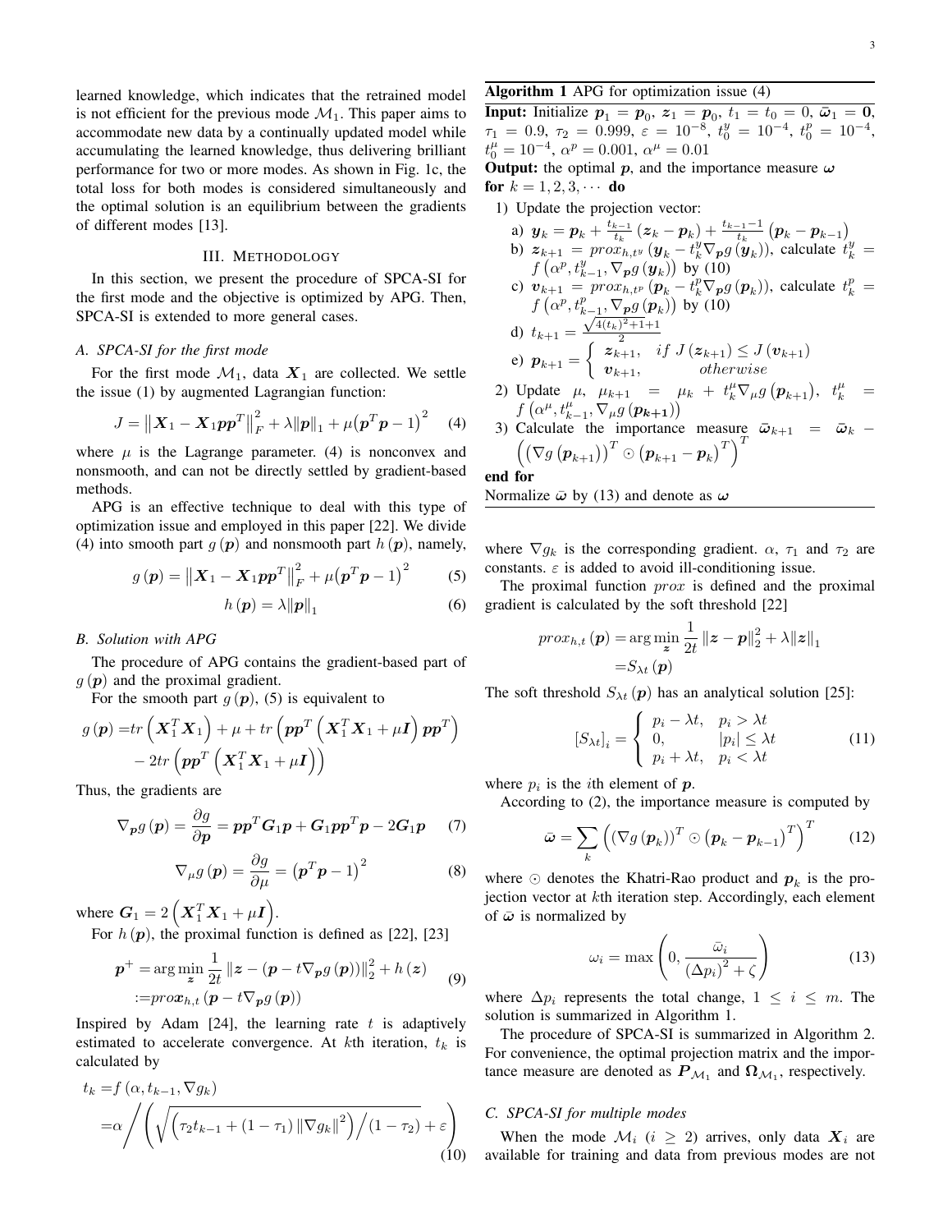learned knowledge, which indicates that the retrained model is not efficient for the previous mode $\mathcal{M}_1$. This paper aims to accommodate new data by a continually updated model while accumulating the learned knowledge, thus delivering brilliant performance for two or more modes. As shown in Fig. 1c, the total loss for both modes is considered simultaneously and the optimal solution is an equilibrium between the gradients of different modes [13].

## III. Methodology

In this section, we present the procedure of SPCA-SI for the first mode and the objective is optimized by APG. Then, SPCA-SI is extended to more general cases.

### A. SPCA-SI for the first mode

For the first mode $\mathcal{M}_1$, data $\boldsymbol{X}_1$ are collected. We settle the issue (1) by augmented Lagrangian function:

$$J = \left\|\boldsymbol{X}_1 - \boldsymbol{X}_1\boldsymbol{p}\boldsymbol{p}^T\right\|_F^2 + \lambda\|\boldsymbol{p}\|_1 + \mu\left(\boldsymbol{p}^T\boldsymbol{p}-1\right)^2 \tag{4}$$

where $\mu$ is the Lagrange parameter. (4) is nonconvex and nonsmooth, and can not be directly settled by gradient-based methods.

APG is an effective technique to deal with this type of optimization issue and employed in this paper [22]. We divide (4) into smooth part $g(\boldsymbol{p})$ and nonsmooth part $h(\boldsymbol{p})$, namely,

$$g(\boldsymbol{p}) = \left\|\boldsymbol{X}_1 - \boldsymbol{X}_1\boldsymbol{p}\boldsymbol{p}^T\right\|_F^2 + \mu\left(\boldsymbol{p}^T\boldsymbol{p}-1\right)^2 \tag{5}$$

$$h(\boldsymbol{p}) = \lambda\|\boldsymbol{p}\|_1 \tag{6}$$

### B. Solution with APG

The procedure of APG contains the gradient-based part of $g(\boldsymbol{p})$ and the proximal gradient.

For the smooth part $g(\boldsymbol{p})$, (5) is equivalent to

$$\begin{aligned} g(\boldsymbol{p}) =& tr\left(\boldsymbol{X}_1^T\boldsymbol{X}_1\right) + \mu + tr\left(\boldsymbol{p}\boldsymbol{p}^T\left(\boldsymbol{X}_1^T\boldsymbol{X}_1 + \mu\boldsymbol{I}\right)\boldsymbol{p}\boldsymbol{p}^T\right) \\ & - 2tr\left(\boldsymbol{p}\boldsymbol{p}^T\left(\boldsymbol{X}_1^T\boldsymbol{X}_1 + \mu\boldsymbol{I}\right)\right) \end{aligned}$$

Thus, the gradients are

$$\nabla_{\boldsymbol{p}} g(\boldsymbol{p}) = \frac{\partial g}{\partial \boldsymbol{p}} = \boldsymbol{p}\boldsymbol{p}^T\boldsymbol{G}_1\boldsymbol{p} + \boldsymbol{G}_1\boldsymbol{p}\boldsymbol{p}^T\boldsymbol{p} - 2\boldsymbol{G}_1\boldsymbol{p} \tag{7}$$

$$\nabla_{\mu} g(\boldsymbol{p}) = \frac{\partial g}{\partial \mu} = \left(\boldsymbol{p}^T\boldsymbol{p}-1\right)^2 \tag{8}$$

where $\boldsymbol{G}_1 = 2\left(\boldsymbol{X}_1^T\boldsymbol{X}_1 + \mu\boldsymbol{I}\right)$.

For $h(\boldsymbol{p})$, the proximal function is defined as [22], [23]

$$\begin{aligned} \boldsymbol{p}^+ =& \arg\min_{\boldsymbol{z}} \frac{1}{2t}\left\|\boldsymbol{z} - \left(\boldsymbol{p} - t\nabla_{\boldsymbol{p}} g(\boldsymbol{p})\right)\right\|_2^2 + h(\boldsymbol{z}) \\ :=& prox_{h,t}\left(\boldsymbol{p} - t\nabla_{\boldsymbol{p}} g(\boldsymbol{p})\right) \end{aligned} \tag{9}$$

Inspired by Adam [24], the learning rate $t$ is adaptively estimated to accelerate convergence. At $k$th iteration, $t_k$ is calculated by

$$\begin{aligned} t_k =& f\left(\alpha, t_{k-1}, \nabla g_k\right) \\ =& \alpha \Bigg/ \left(\sqrt{\left(\tau_2 t_{k-1} + (1-\tau_1)\left\|\nabla g_k\right\|^2\right)\Big/(1-\tau_2)} + \varepsilon\right) \end{aligned} \tag{10}$$

where $\nabla g_k$ is the corresponding gradient. $\alpha$, $\tau_1$ and $\tau_2$ are constants. $\varepsilon$ is added to avoid ill-conditioning issue.

The proximal function $prox$ is defined and the proximal gradient is calculated by the soft threshold [22]

$$\begin{aligned} prox_{h,t}(\boldsymbol{p}) =& \arg\min_{\boldsymbol{z}} \frac{1}{2t}\|\boldsymbol{z} - \boldsymbol{p}\|_2^2 + \lambda\|\boldsymbol{z}\|_1 \\ =& S_{\lambda t}(\boldsymbol{p}) \end{aligned}$$

The soft threshold $S_{\lambda t}(\boldsymbol{p})$ has an analytical solution [25]:

$$\left[S_{\lambda t}\right]_i = \begin{cases} p_i - \lambda t, & p_i > \lambda t \\ 0, & |p_i| \le \lambda t \\ p_i + \lambda t, & p_i < \lambda t \end{cases} \tag{11}$$

where $p_i$ is the $i$th element of $\boldsymbol{p}$.

According to (2), the importance measure is computed by

$$\bar{\boldsymbol{\omega}} = \sum_k \left(\left(\nabla g(\boldsymbol{p}_k)\right)^T \odot \left(\boldsymbol{p}_k - \boldsymbol{p}_{k-1}\right)^T\right)^T \tag{12}$$

where $\odot$ denotes the Khatri-Rao product and $\boldsymbol{p}_k$ is the projection vector at $k$th iteration step. Accordingly, each element of $\bar{\boldsymbol{\omega}}$ is normalized by

$$\omega_i = \max\left(0, \frac{\bar{\omega}_i}{\left(\Delta p_i\right)^2 + \zeta}\right) \tag{13}$$

where $\Delta p_i$ represents the total change, $1 \le i \le m$. The solution is summarized in Algorithm 1.

**Algorithm 1** APG for optimization issue (4)

**Input:** Initialize $\boldsymbol{p}_1 = \boldsymbol{p}_0$, $\boldsymbol{z}_1 = \boldsymbol{p}_0$, $t_1 = t_0 = 0$, $\bar{\boldsymbol{\omega}}_1 = \boldsymbol{0}$, $\tau_1 = 0.9$, $\tau_2 = 0.999$, $\varepsilon = 10^{-8}$, $t_0^y = 10^{-4}$, $t_0^p = 10^{-4}$, $t_0^\mu = 10^{-4}$, $\alpha^p = 0.001$, $\alpha^\mu = 0.01$

**Output:** the optimal $\boldsymbol{p}$, and the importance measure $\boldsymbol{\omega}$

**for** $k = 1, 2, 3, \cdots$ **do**

1) Update the projection vector:
   a) $\boldsymbol{y}_k = \boldsymbol{p}_k + \frac{t_{k-1}}{t_k}\left(\boldsymbol{z}_k - \boldsymbol{p}_k\right) + \frac{t_{k-1}-1}{t_k}\left(\boldsymbol{p}_k - \boldsymbol{p}_{k-1}\right)$
   b) $\boldsymbol{z}_{k+1} = prox_{h,t^y}\left(\boldsymbol{y}_k - t_k^y\nabla_{\boldsymbol{p}} g(\boldsymbol{y}_k)\right)$, calculate $t_k^y = f\left(\alpha^p, t_{k-1}^y, \nabla_{\boldsymbol{p}} g(\boldsymbol{y}_k)\right)$ by (10)
   c) $\boldsymbol{v}_{k+1} = prox_{h,t^p}\left(\boldsymbol{p}_k - t_k^p\nabla_{\boldsymbol{p}} g(\boldsymbol{p}_k)\right)$, calculate $t_k^p = f\left(\alpha^p, t_{k-1}^p, \nabla_{\boldsymbol{p}} g(\boldsymbol{p}_k)\right)$ by (10)
   d) $t_{k+1} = \frac{\sqrt{4(t_k)^2+1}+1}{2}$
   e) $\boldsymbol{p}_{k+1} = \begin{cases} \boldsymbol{z}_{k+1}, & if\ J(\boldsymbol{z}_{k+1}) \le J(\boldsymbol{v}_{k+1}) \\ \boldsymbol{v}_{k+1}, & otherwise \end{cases}$
2) Update $\mu$, $\mu_{k+1} = \mu_k + t_k^\mu\nabla_\mu g(\boldsymbol{p}_{k+1})$, $t_k^\mu = f\left(\alpha^\mu, t_{k-1}^\mu, \nabla_\mu g(\boldsymbol{p}_{k+1})\right)$
3) Calculate the importance measure $\bar{\boldsymbol{\omega}}_{k+1} = \bar{\boldsymbol{\omega}}_k - \left(\left(\nabla g(\boldsymbol{p}_{k+1})\right)^T \odot \left(\boldsymbol{p}_{k+1} - \boldsymbol{p}_k\right)^T\right)^T$

**end for**

Normalize $\bar{\boldsymbol{\omega}}$ by (13) and denote as $\boldsymbol{\omega}$

The procedure of SPCA-SI is summarized in Algorithm 2. For convenience, the optimal projection matrix and the importance measure are denoted as $\boldsymbol{P}_{\mathcal{M}_1}$ and $\boldsymbol{\Omega}_{\mathcal{M}_1}$, respectively.

### C. SPCA-SI for multiple modes

When the mode $\mathcal{M}_i$ ($i \ge 2$) arrives, only data $\boldsymbol{X}_i$ are available for training and data from previous modes are not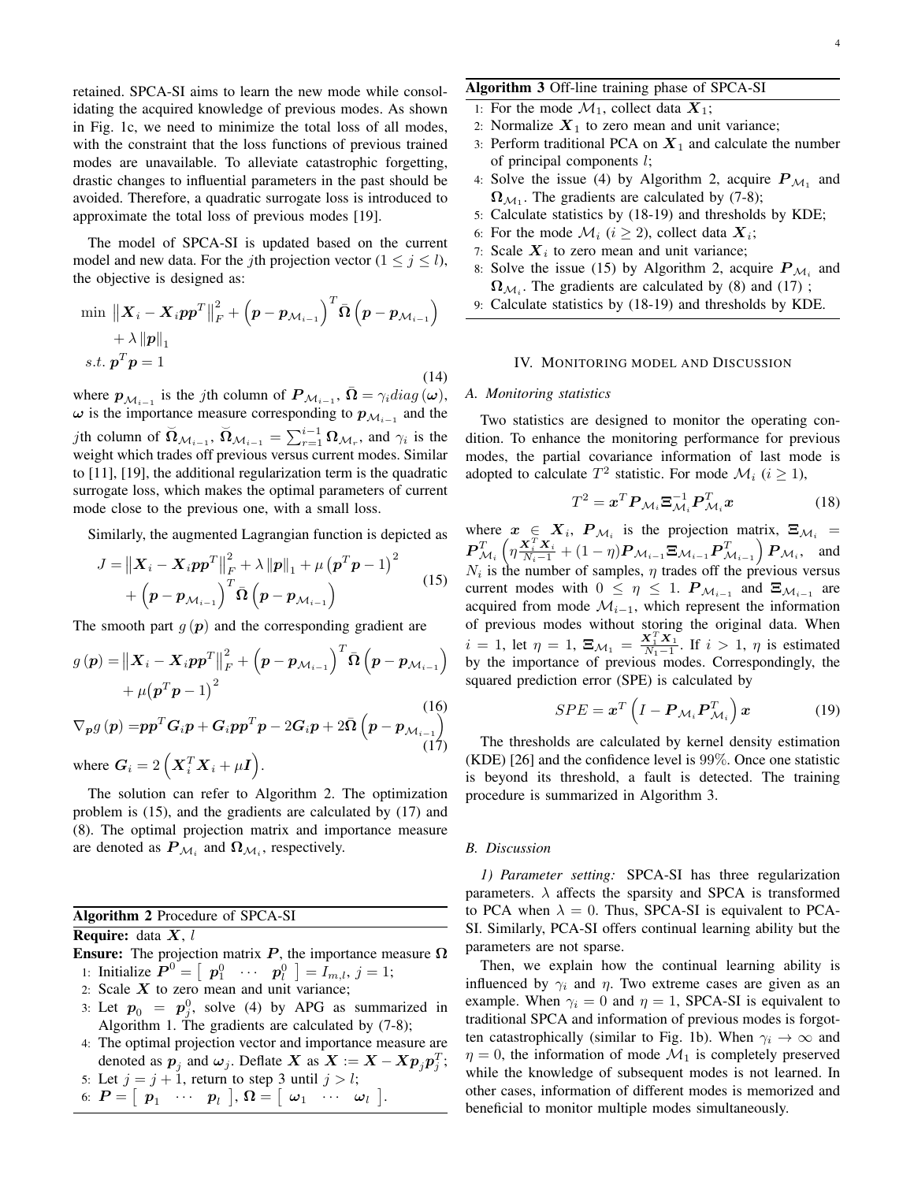retained. SPCA-SI aims to learn the new mode while consolidating the acquired knowledge of previous modes. As shown in Fig. 1c, we need to minimize the total loss of all modes, with the constraint that the loss functions of previous trained modes are unavailable. To alleviate catastrophic forgetting, drastic changes to influential parameters in the past should be avoided. Therefore, a quadratic surrogate loss is introduced to approximate the total loss of previous modes [19].

The model of SPCA-SI is updated based on the current model and new data. For the $j$th projection vector ($1 \leq j \leq l$), the objective is designed as:

$$
\begin{aligned}
\min \ & \left\|\boldsymbol{X}_i - \boldsymbol{X}_i \boldsymbol{p}\boldsymbol{p}^T\right\|_F^2 + \left(\boldsymbol{p} - \boldsymbol{p}_{\mathcal{M}_{i-1}}\right)^T \bar{\boldsymbol{\Omega}} \left(\boldsymbol{p} - \boldsymbol{p}_{\mathcal{M}_{i-1}}\right) \\
& + \lambda \left\|\boldsymbol{p}\right\|_1 \\
s.t. \ & \boldsymbol{p}^T \boldsymbol{p} = 1
\end{aligned}
\tag{14}
$$

where $\boldsymbol{p}_{\mathcal{M}_{i-1}}$ is the $j$th column of $\boldsymbol{P}_{\mathcal{M}_{i-1}}$, $\bar{\boldsymbol{\Omega}} = \gamma_i diag\left(\boldsymbol{\omega}\right)$, $\boldsymbol{\omega}$ is the importance measure corresponding to $\boldsymbol{p}_{\mathcal{M}_{i-1}}$ and the $j$th column of $\breve{\boldsymbol{\Omega}}_{\mathcal{M}_{i-1}}$, $\breve{\boldsymbol{\Omega}}_{\mathcal{M}_{i-1}} = \sum_{r=1}^{i-1} \boldsymbol{\Omega}_{\mathcal{M}_r}$, and $\gamma_i$ is the weight which trades off previous versus current modes. Similar to [11], [19], the additional regularization term is the quadratic surrogate loss, which makes the optimal parameters of current mode close to the previous one, with a small loss.

Similarly, the augmented Lagrangian function is depicted as

$$
\begin{aligned}
J = & \left\|\boldsymbol{X}_i - \boldsymbol{X}_i \boldsymbol{p}\boldsymbol{p}^T\right\|_F^2 + \lambda \left\|\boldsymbol{p}\right\|_1 + \mu \left(\boldsymbol{p}^T \boldsymbol{p} - 1\right)^2 \\
& + \left(\boldsymbol{p} - \boldsymbol{p}_{\mathcal{M}_{i-1}}\right)^T \bar{\boldsymbol{\Omega}} \left(\boldsymbol{p} - \boldsymbol{p}_{\mathcal{M}_{i-1}}\right)
\end{aligned}
\tag{15}
$$

The smooth part $g\left(\boldsymbol{p}\right)$ and the corresponding gradient are

$$
\begin{aligned}
g\left(\boldsymbol{p}\right) = & \left\|\boldsymbol{X}_i - \boldsymbol{X}_i \boldsymbol{p}\boldsymbol{p}^T\right\|_F^2 + \left(\boldsymbol{p} - \boldsymbol{p}_{\mathcal{M}_{i-1}}\right)^T \bar{\boldsymbol{\Omega}} \left(\boldsymbol{p} - \boldsymbol{p}_{\mathcal{M}_{i-1}}\right) \\
& + \mu \left(\boldsymbol{p}^T \boldsymbol{p} - 1\right)^2
\end{aligned}
\tag{16}
$$

$$
\nabla_{\boldsymbol{p}} g\left(\boldsymbol{p}\right) = \boldsymbol{p}\boldsymbol{p}^T \boldsymbol{G}_i \boldsymbol{p} + \boldsymbol{G}_i \boldsymbol{p}\boldsymbol{p}^T \boldsymbol{p} - 2\boldsymbol{G}_i \boldsymbol{p} + 2\bar{\boldsymbol{\Omega}} \left(\boldsymbol{p} - \boldsymbol{p}_{\mathcal{M}_{i-1}}\right)
\tag{17}
$$

where $\boldsymbol{G}_i = 2\left(\boldsymbol{X}_i^T \boldsymbol{X}_i + \mu \boldsymbol{I}\right)$.

The solution can refer to Algorithm 2. The optimization problem is (15), and the gradients are calculated by (17) and (8). The optimal projection matrix and importance measure are denoted as $\boldsymbol{P}_{\mathcal{M}_i}$ and $\boldsymbol{\Omega}_{\mathcal{M}_i}$, respectively.

**Algorithm 2** Procedure of SPCA-SI

**Require:** data $\boldsymbol{X}$, $l$

**Ensure:** The projection matrix $\boldsymbol{P}$, the importance measure $\boldsymbol{\Omega}$

1: Initialize $\boldsymbol{P}^0 = \left[\begin{array}{ccc} \boldsymbol{p}_1^0 & \cdots & \boldsymbol{p}_l^0 \end{array}\right] = I_{m,l}$, $j = 1$;
2: Scale $\boldsymbol{X}$ to zero mean and unit variance;
3: Let $\boldsymbol{p}_0 = \boldsymbol{p}_j^0$, solve (4) by APG as summarized in Algorithm 1. The gradients are calculated by (7-8);
4: The optimal projection vector and importance measure are denoted as $\boldsymbol{p}_j$ and $\boldsymbol{\omega}_j$. Deflate $\boldsymbol{X}$ as $\boldsymbol{X} := \boldsymbol{X} - \boldsymbol{X}\boldsymbol{p}_j\boldsymbol{p}_j^T$;
5: Let $j = j + 1$, return to step 3 until $j > l$;
6: $\boldsymbol{P} = \left[\begin{array}{ccc} \boldsymbol{p}_1 & \cdots & \boldsymbol{p}_l \end{array}\right]$, $\boldsymbol{\Omega} = \left[\begin{array}{ccc} \boldsymbol{\omega}_1 & \cdots & \boldsymbol{\omega}_l \end{array}\right]$.

**Algorithm 3** Off-line training phase of SPCA-SI

1: For the mode $\mathcal{M}_1$, collect data $\boldsymbol{X}_1$;
2: Normalize $\boldsymbol{X}_1$ to zero mean and unit variance;
3: Perform traditional PCA on $\boldsymbol{X}_1$ and calculate the number of principal components $l$;
4: Solve the issue (4) by Algorithm 2, acquire $\boldsymbol{P}_{\mathcal{M}_1}$ and $\boldsymbol{\Omega}_{\mathcal{M}_1}$. The gradients are calculated by (7-8);
5: Calculate statistics by (18-19) and thresholds by KDE;
6: For the mode $\mathcal{M}_i$ ($i \geq 2$), collect data $\boldsymbol{X}_i$;
7: Scale $\boldsymbol{X}_i$ to zero mean and unit variance;
8: Solve the issue (15) by Algorithm 2, acquire $\boldsymbol{P}_{\mathcal{M}_i}$ and $\boldsymbol{\Omega}_{\mathcal{M}_i}$. The gradients are calculated by (8) and (17) ;
9: Calculate statistics by (18-19) and thresholds by KDE.

## IV. Monitoring model and Discussion

### A. Monitoring statistics

Two statistics are designed to monitor the operating condition. To enhance the monitoring performance for previous modes, the partial covariance information of last mode is adopted to calculate $T^2$ statistic. For mode $\mathcal{M}_i$ ($i \geq 1$),

$$
T^2 = \boldsymbol{x}^T \boldsymbol{P}_{\mathcal{M}_i} \boldsymbol{\Xi}_{\mathcal{M}_i}^{-1} \boldsymbol{P}_{\mathcal{M}_i}^T \boldsymbol{x}
\tag{18}
$$

where $\boldsymbol{x} \in \boldsymbol{X}_i$, $\boldsymbol{P}_{\mathcal{M}_i}$ is the projection matrix, $\boldsymbol{\Xi}_{\mathcal{M}_i} = \boldsymbol{P}_{\mathcal{M}_i}^T \left(\eta \frac{\boldsymbol{X}_i^T \boldsymbol{X}_i}{N_i - 1} + (1-\eta) \boldsymbol{P}_{\mathcal{M}_{i-1}} \boldsymbol{\Xi}_{\mathcal{M}_{i-1}} \boldsymbol{P}_{\mathcal{M}_{i-1}}^T\right) \boldsymbol{P}_{\mathcal{M}_i}$, and $N_i$ is the number of samples, $\eta$ trades off the previous versus current modes with $0 \leq \eta \leq 1$. $\boldsymbol{P}_{\mathcal{M}_{i-1}}$ and $\boldsymbol{\Xi}_{\mathcal{M}_{i-1}}$ are acquired from mode $\mathcal{M}_{i-1}$, which represent the information of previous modes without storing the original data. When $i = 1$, let $\eta = 1$, $\boldsymbol{\Xi}_{\mathcal{M}_1} = \frac{\boldsymbol{X}_1^T \boldsymbol{X}_1}{N_1 - 1}$. If $i > 1$, $\eta$ is estimated by the importance of previous modes. Correspondingly, the squared prediction error (SPE) is calculated by

$$
SPE = \boldsymbol{x}^T \left(I - \boldsymbol{P}_{\mathcal{M}_i} \boldsymbol{P}_{\mathcal{M}_i}^T\right) \boldsymbol{x}
\tag{19}
$$

The thresholds are calculated by kernel density estimation (KDE) [26] and the confidence level is 99%. Once one statistic is beyond its threshold, a fault is detected. The training procedure is summarized in Algorithm 3.

### B. Discussion

*1) Parameter setting:* SPCA-SI has three regularization parameters. $\lambda$ affects the sparsity and SPCA is transformed to PCA when $\lambda = 0$. Thus, SPCA-SI is equivalent to PCA-SI. Similarly, PCA-SI offers continual learning ability but the parameters are not sparse.

Then, we explain how the continual learning ability is influenced by $\gamma_i$ and $\eta$. Two extreme cases are given as an example. When $\gamma_i = 0$ and $\eta = 1$, SPCA-SI is equivalent to traditional SPCA and information of previous modes is forgotten catastrophically (similar to Fig. 1b). When $\gamma_i \to \infty$ and $\eta = 0$, the information of mode $\mathcal{M}_1$ is completely preserved while the knowledge of subsequent modes is not learned. In other cases, information of different modes is memorized and beneficial to monitor multiple modes simultaneously.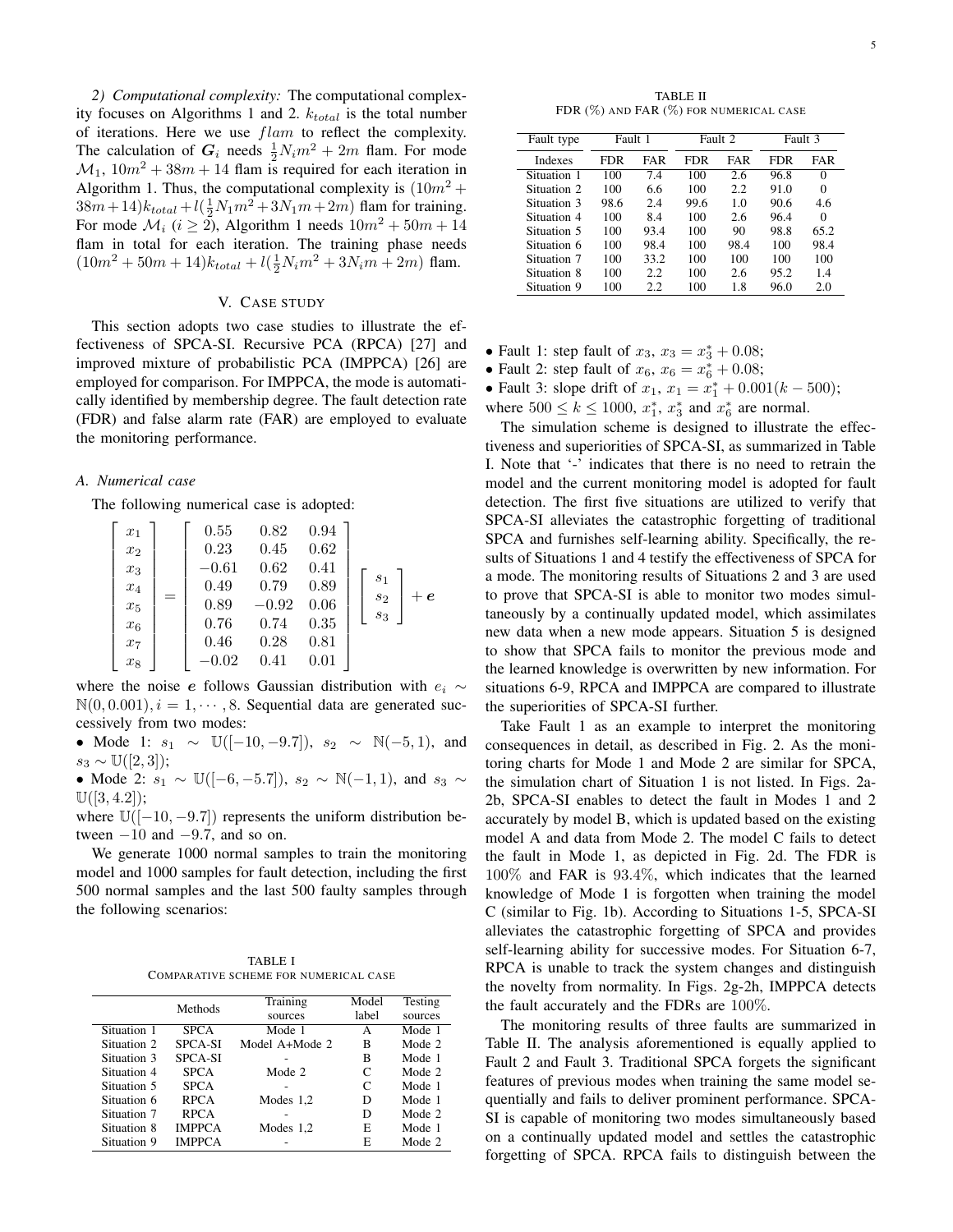*2) Computational complexity:* The computational complexity focuses on Algorithms 1 and 2. $k_{total}$ is the total number of iterations. Here we use $flam$ to reflect the complexity. The calculation of $\boldsymbol{G}_i$ needs $\frac{1}{2}N_i m^2 + 2m$ flam. For mode $\mathcal{M}_1$, $10m^2 + 38m + 14$ flam is required for each iteration in Algorithm 1. Thus, the computational complexity is $(10m^2 + 38m + 14)k_{total} + l(\frac{1}{2}N_1 m^2 + 3N_1 m + 2m)$ flam for training. For mode $\mathcal{M}_i$ $(i \geq 2)$, Algorithm 1 needs $10m^2 + 50m + 14$ flam in total for each iteration. The training phase needs $(10m^2 + 50m + 14)k_{total} + l(\frac{1}{2}N_i m^2 + 3N_i m + 2m)$ flam.

## V. Case Study

This section adopts two case studies to illustrate the effectiveness of SPCA-SI. Recursive PCA (RPCA) [27] and improved mixture of probabilistic PCA (IMPPCA) [26] are employed for comparison. For IMPPCA, the mode is automatically identified by membership degree. The fault detection rate (FDR) and false alarm rate (FAR) are employed to evaluate the monitoring performance.

### A. Numerical case

The following numerical case is adopted:

$$
\begin{bmatrix} x_1 \\ x_2 \\ x_3 \\ x_4 \\ x_5 \\ x_6 \\ x_7 \\ x_8 \end{bmatrix} = \begin{bmatrix} 0.55 & 0.82 & 0.94 \\ 0.23 & 0.45 & 0.62 \\ -0.61 & 0.62 & 0.41 \\ 0.49 & 0.79 & 0.89 \\ 0.89 & -0.92 & 0.06 \\ 0.76 & 0.74 & 0.35 \\ 0.46 & 0.28 & 0.81 \\ -0.02 & 0.41 & 0.01 \end{bmatrix} \begin{bmatrix} s_1 \\ s_2 \\ s_3 \end{bmatrix} + \boldsymbol{e}
$$

where the noise $\boldsymbol{e}$ follows Gaussian distribution with $e_i \sim \mathbb{N}(0, 0.001), i = 1, \cdots, 8$. Sequential data are generated successively from two modes:

- Mode 1: $s_1 \sim \mathbb{U}([-10, -9.7])$, $s_2 \sim \mathbb{N}(-5, 1)$, and $s_3 \sim \mathbb{U}([2, 3])$;
- Mode 2: $s_1 \sim \mathbb{U}([-6, -5.7])$, $s_2 \sim \mathbb{N}(-1, 1)$, and $s_3 \sim \mathbb{U}([3, 4.2])$;

where $\mathbb{U}([-10, -9.7])$ represents the uniform distribution between $-10$ and $-9.7$, and so on.

We generate 1000 normal samples to train the monitoring model and 1000 samples for fault detection, including the first 500 normal samples and the last 500 faulty samples through the following scenarios:

TABLE I
COMPARATIVE SCHEME FOR NUMERICAL CASE

| | Methods | Training sources | Model label | Testing sources |
|---|---|---|---|---|
| Situation 1 | SPCA | Mode 1 | A | Mode 1 |
| Situation 2 | SPCA-SI | Model A+Mode 2 | B | Mode 2 |
| Situation 3 | SPCA-SI | - | B | Mode 1 |
| Situation 4 | SPCA | Mode 2 | C | Mode 2 |
| Situation 5 | SPCA | - | C | Mode 1 |
| Situation 6 | RPCA | Modes 1,2 | D | Mode 1 |
| Situation 7 | RPCA | - | D | Mode 2 |
| Situation 8 | IMPPCA | Modes 1,2 | E | Mode 1 |
| Situation 9 | IMPPCA | - | E | Mode 2 |

TABLE II
FDR (%) AND FAR (%) FOR NUMERICAL CASE

| Fault type | Fault 1 | | Fault 2 | | Fault 3 | |
|---|---|---|---|---|---|---|
| Indexes | FDR | FAR | FDR | FAR | FDR | FAR |
| Situation 1 | 100 | 7.4 | 100 | 2.6 | 96.8 | 0 |
| Situation 2 | 100 | 6.6 | 100 | 2.2 | 91.0 | 0 |
| Situation 3 | 98.6 | 2.4 | 99.6 | 1.0 | 90.6 | 4.6 |
| Situation 4 | 100 | 8.4 | 100 | 2.6 | 96.4 | 0 |
| Situation 5 | 100 | 93.4 | 100 | 90 | 98.8 | 65.2 |
| Situation 6 | 100 | 98.4 | 100 | 98.4 | 100 | 98.4 |
| Situation 7 | 100 | 33.2 | 100 | 100 | 100 | 100 |
| Situation 8 | 100 | 2.2 | 100 | 2.6 | 95.2 | 1.4 |
| Situation 9 | 100 | 2.2 | 100 | 1.8 | 96.0 | 2.0 |

- Fault 1: step fault of $x_3$, $x_3 = x_3^* + 0.08$;
- Fault 2: step fault of $x_6$, $x_6 = x_6^* + 0.08$;
- Fault 3: slope drift of $x_1$, $x_1 = x_1^* + 0.001(k - 500)$;

where $500 \leq k \leq 1000$, $x_1^*$, $x_3^*$ and $x_6^*$ are normal.

The simulation scheme is designed to illustrate the effectiveness and superiorities of SPCA-SI, as summarized in Table I. Note that '-' indicates that there is no need to retrain the model and the current monitoring model is adopted for fault detection. The first five situations are utilized to verify that SPCA-SI alleviates the catastrophic forgetting of traditional SPCA and furnishes self-learning ability. Specifically, the results of Situations 1 and 4 testify the effectiveness of SPCA for a mode. The monitoring results of Situations 2 and 3 are used to prove that SPCA-SI is able to monitor two modes simultaneously by a continually updated model, which assimilates new data when a new mode appears. Situation 5 is designed to show that SPCA fails to monitor the previous mode and the learned knowledge is overwritten by new information. For situations 6-9, RPCA and IMPPCA are compared to illustrate the superiorities of SPCA-SI further.

Take Fault 1 as an example to interpret the monitoring consequences in detail, as described in Fig. 2. As the monitoring charts for Mode 1 and Mode 2 are similar for SPCA, the simulation chart of Situation 1 is not listed. In Figs. 2a-2b, SPCA-SI enables to detect the fault in Modes 1 and 2 accurately by model B, which is updated based on the existing model A and data from Mode 2. The model C fails to detect the fault in Mode 1, as depicted in Fig. 2d. The FDR is $100\%$ and FAR is $93.4\%$, which indicates that the learned knowledge of Mode 1 is forgotten when training the model C (similar to Fig. 1b). According to Situations 1-5, SPCA-SI alleviates the catastrophic forgetting of SPCA and provides self-learning ability for successive modes. For Situation 6-7, RPCA is unable to track the system changes and distinguish the novelty from normality. In Figs. 2g-2h, IMPPCA detects the fault accurately and the FDRs are $100\%$.

The monitoring results of three faults are summarized in Table II. The analysis aforementioned is equally applied to Fault 2 and Fault 3. Traditional SPCA forgets the significant features of previous modes when training the same model sequentially and fails to deliver prominent performance. SPCA-SI is capable of monitoring two modes simultaneously based on a continually updated model and settles the catastrophic forgetting of SPCA. RPCA fails to distinguish between the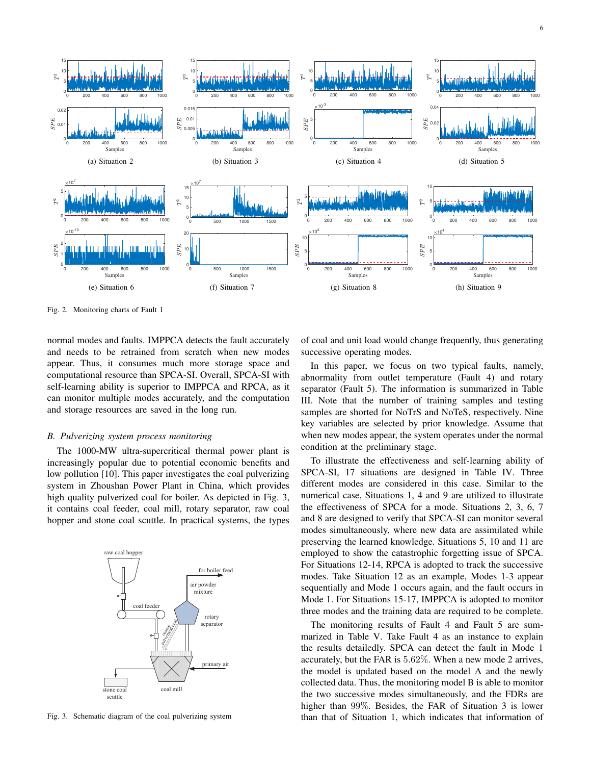Fig. 2. Monitoring charts of Fault 1

Fig. 3. Schematic diagram of the coal pulverizing system

normal modes and faults. IMPPCA detects the fault accurately and needs to be retrained from scratch when new modes appear. Thus, it consumes much more storage space and computational resource than SPCA-SI. Overall, SPCA-SI with self-learning ability is superior to IMPPCA and RPCA, as it can monitor multiple modes accurately, and the computation and storage resources are saved in the long run.

### *B. Pulverizing system process monitoring*

The 1000-MW ultra-supercritical thermal power plant is increasingly popular due to potential economic benefits and low pollution [10]. This paper investigates the coal pulverizing system in Zhoushan Power Plant in China, which provides high quality pulverized coal for boiler. As depicted in Fig. 3, it contains coal feeder, coal mill, rotary separator, raw coal hopper and stone coal scuttle. In practical systems, the types of coal and unit load would change frequently, thus generating successive operating modes.

In this paper, we focus on two typical faults, namely, abnormality from outlet temperature (Fault 4) and rotary separator (Fault 5). The information is summarized in Table III. Note that the number of training samples and testing samples are shorted for NoTrS and NoTeS, respectively. Nine key variables are selected by prior knowledge. Assume that when new modes appear, the system operates under the normal condition at the preliminary stage.

To illustrate the effectiveness and self-learning ability of SPCA-SI, 17 situations are designed in Table IV. Three different modes are considered in this case. Similar to the numerical case, Situations 1, 4 and 9 are utilized to illustrate the effectiveness of SPCA for a mode. Situations 2, 3, 6, 7 and 8 are designed to verify that SPCA-SI can monitor several modes simultaneously, where new data are assimilated while preserving the learned knowledge. Situations 5, 10 and 11 are employed to show the catastrophic forgetting issue of SPCA. For Situations 12-14, RPCA is adopted to track the successive modes. Take Situation 12 as an example, Modes 1-3 appear sequentially and Mode 1 occurs again, and the fault occurs in Mode 1. For Situations 15-17, IMPPCA is adopted to monitor three modes and the training data are required to be complete.

The monitoring results of Fault 4 and Fault 5 are summarized in Table V. Take Fault 4 as an instance to explain the results detailedly. SPCA can detect the fault in Mode 1 accurately, but the FAR is $5.62\%$. When a new mode 2 arrives, the model is updated based on the model A and the newly collected data. Thus, the monitoring model B is able to monitor the two successive modes simultaneously, and the FDRs are higher than $99\%$. Besides, the FAR of Situation 3 is lower than that of Situation 1, which indicates that information of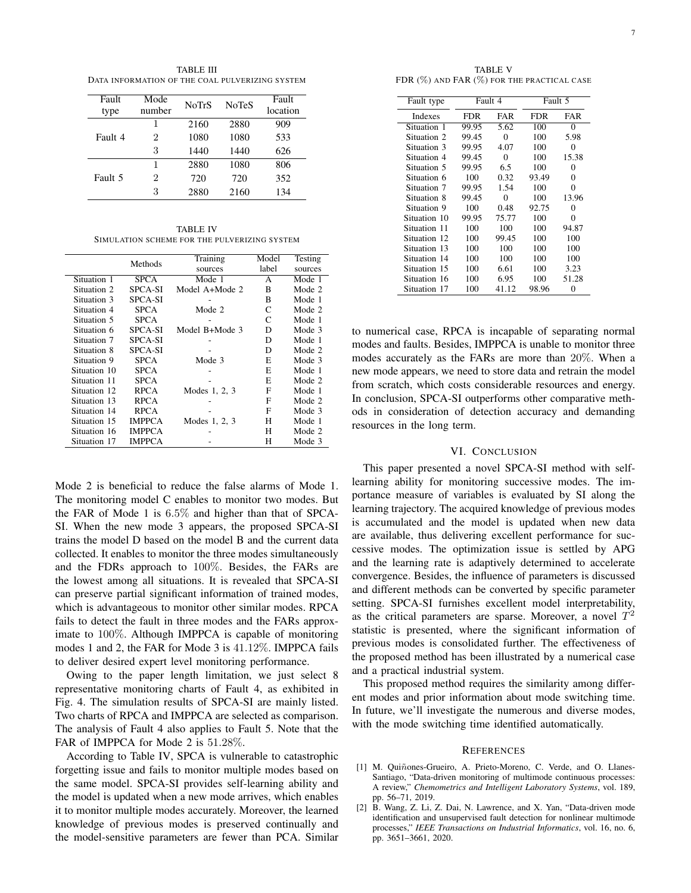TABLE III
DATA INFORMATION OF THE COAL PULVERIZING SYSTEM

| Fault type | Mode number | NoTrS | NoTeS | Fault location |
|---|---|---|---|---|
| Fault 4 | 1 | 2160 | 2880 | 909 |
| | 2 | 1080 | 1080 | 533 |
| | 3 | 1440 | 1440 | 626 |
| Fault 5 | 1 | 2880 | 1080 | 806 |
| | 2 | 720 | 720 | 352 |
| | 3 | 2880 | 2160 | 134 |

TABLE IV
SIMULATION SCHEME FOR THE PULVERIZING SYSTEM

| | Methods | Training sources | Model label | Testing sources |
|---|---|---|---|---|
| Situation 1 | SPCA | Mode 1 | A | Mode 1 |
| Situation 2 | SPCA-SI | Model A+Mode 2 | B | Mode 2 |
| Situation 3 | SPCA-SI | - | B | Mode 1 |
| Situation 4 | SPCA | Mode 2 | C | Mode 2 |
| Situation 5 | SPCA | - | C | Mode 1 |
| Situation 6 | SPCA-SI | Model B+Mode 3 | D | Mode 3 |
| Situation 7 | SPCA-SI | - | D | Mode 1 |
| Situation 8 | SPCA-SI | - | D | Mode 2 |
| Situation 9 | SPCA | Mode 3 | E | Mode 3 |
| Situation 10 | SPCA | - | E | Mode 1 |
| Situation 11 | SPCA | - | E | Mode 2 |
| Situation 12 | RPCA | Modes 1, 2, 3 | F | Mode 1 |
| Situation 13 | RPCA | - | F | Mode 2 |
| Situation 14 | RPCA | - | F | Mode 3 |
| Situation 15 | IMPPCA | Modes 1, 2, 3 | H | Mode 1 |
| Situation 16 | IMPPCA | - | H | Mode 2 |
| Situation 17 | IMPPCA | - | H | Mode 3 |

Mode 2 is beneficial to reduce the false alarms of Mode 1. The monitoring model C enables to monitor two modes. But the FAR of Mode 1 is $6.5\%$ and higher than that of SPCA-SI. When the new mode 3 appears, the proposed SPCA-SI trains the model D based on the model B and the current data collected. It enables to monitor the three modes simultaneously and the FDRs approach to $100\%$. Besides, the FARs are the lowest among all situations. It is revealed that SPCA-SI can preserve partial significant information of trained modes, which is advantageous to monitor other similar modes. RPCA fails to detect the fault in three modes and the FARs approximate to $100\%$. Although IMPPCA is capable of monitoring modes 1 and 2, the FAR for Mode 3 is $41.12\%$. IMPPCA fails to deliver desired expert level monitoring performance.

Owing to the paper length limitation, we just select 8 representative monitoring charts of Fault 4, as exhibited in Fig. 4. The simulation results of SPCA-SI are mainly listed. Two charts of RPCA and IMPPCA are selected as comparison. The analysis of Fault 4 also applies to Fault 5. Note that the FAR of IMPPCA for Mode 2 is $51.28\%$.

According to Table IV, SPCA is vulnerable to catastrophic forgetting issue and fails to monitor multiple modes based on the same model. SPCA-SI provides self-learning ability and the model is updated when a new mode arrives, which enables it to monitor multiple modes accurately. Moreover, the learned knowledge of previous modes is preserved continually and the model-sensitive parameters are fewer than PCA. Similar to numerical case, RPCA is incapable of separating normal modes and faults. Besides, IMPPCA is unable to monitor three modes accurately as the FARs are more than $20\%$. When a new mode appears, we need to store data and retrain the model from scratch, which costs considerable resources and energy. In conclusion, SPCA-SI outperforms other comparative methods in consideration of detection accuracy and demanding resources in the long term.

TABLE V
FDR (%) AND FAR (%) FOR THE PRACTICAL CASE

| Fault type | Fault 4 | | Fault 5 | |
|---|---|---|---|---|
| Indexes | FDR | FAR | FDR | FAR |
| Situation 1 | 99.95 | 5.62 | 100 | 0 |
| Situation 2 | 99.45 | 0 | 100 | 5.98 |
| Situation 3 | 99.95 | 4.07 | 100 | 0 |
| Situation 4 | 99.45 | 0 | 100 | 15.38 |
| Situation 5 | 99.95 | 6.5 | 100 | 0 |
| Situation 6 | 100 | 0.32 | 93.49 | 0 |
| Situation 7 | 99.95 | 1.54 | 100 | 0 |
| Situation 8 | 99.45 | 0 | 100 | 13.96 |
| Situation 9 | 100 | 0.48 | 92.75 | 0 |
| Situation 10 | 99.95 | 75.77 | 100 | 0 |
| Situation 11 | 100 | 100 | 100 | 94.87 |
| Situation 12 | 100 | 99.45 | 100 | 100 |
| Situation 13 | 100 | 100 | 100 | 100 |
| Situation 14 | 100 | 100 | 100 | 100 |
| Situation 15 | 100 | 6.61 | 100 | 3.23 |
| Situation 16 | 100 | 6.95 | 100 | 51.28 |
| Situation 17 | 100 | 41.12 | 98.96 | 0 |

## VI. CONCLUSION

This paper presented a novel SPCA-SI method with self-learning ability for monitoring successive modes. The importance measure of variables is evaluated by SI along the learning trajectory. The acquired knowledge of previous modes is accumulated and the model is updated when new data are available, thus delivering excellent performance for successive modes. The optimization issue is settled by APG and the learning rate is adaptively determined to accelerate convergence. Besides, the influence of parameters is discussed and different methods can be converted by specific parameter setting. SPCA-SI furnishes excellent model interpretability, as the critical parameters are sparse. Moreover, a novel $T^2$ statistic is presented, where the significant information of previous modes is consolidated further. The effectiveness of the proposed method has been illustrated by a numerical case and a practical industrial system.

This proposed method requires the similarity among different modes and prior information about mode switching time. In future, we'll investigate the numerous and diverse modes, with the mode switching time identified automatically.

## REFERENCES

[1] M. Quiñones-Grueiro, A. Prieto-Moreno, C. Verde, and O. Llanes-Santiago, "Data-driven monitoring of multimode continuous processes: A review," *Chemometrics and Intelligent Laboratory Systems*, vol. 189, pp. 56–71, 2019.

[2] B. Wang, Z. Li, Z. Dai, N. Lawrence, and X. Yan, "Data-driven mode identification and unsupervised fault detection for nonlinear multimode processes," *IEEE Transactions on Industrial Informatics*, vol. 16, no. 6, pp. 3651–3661, 2020.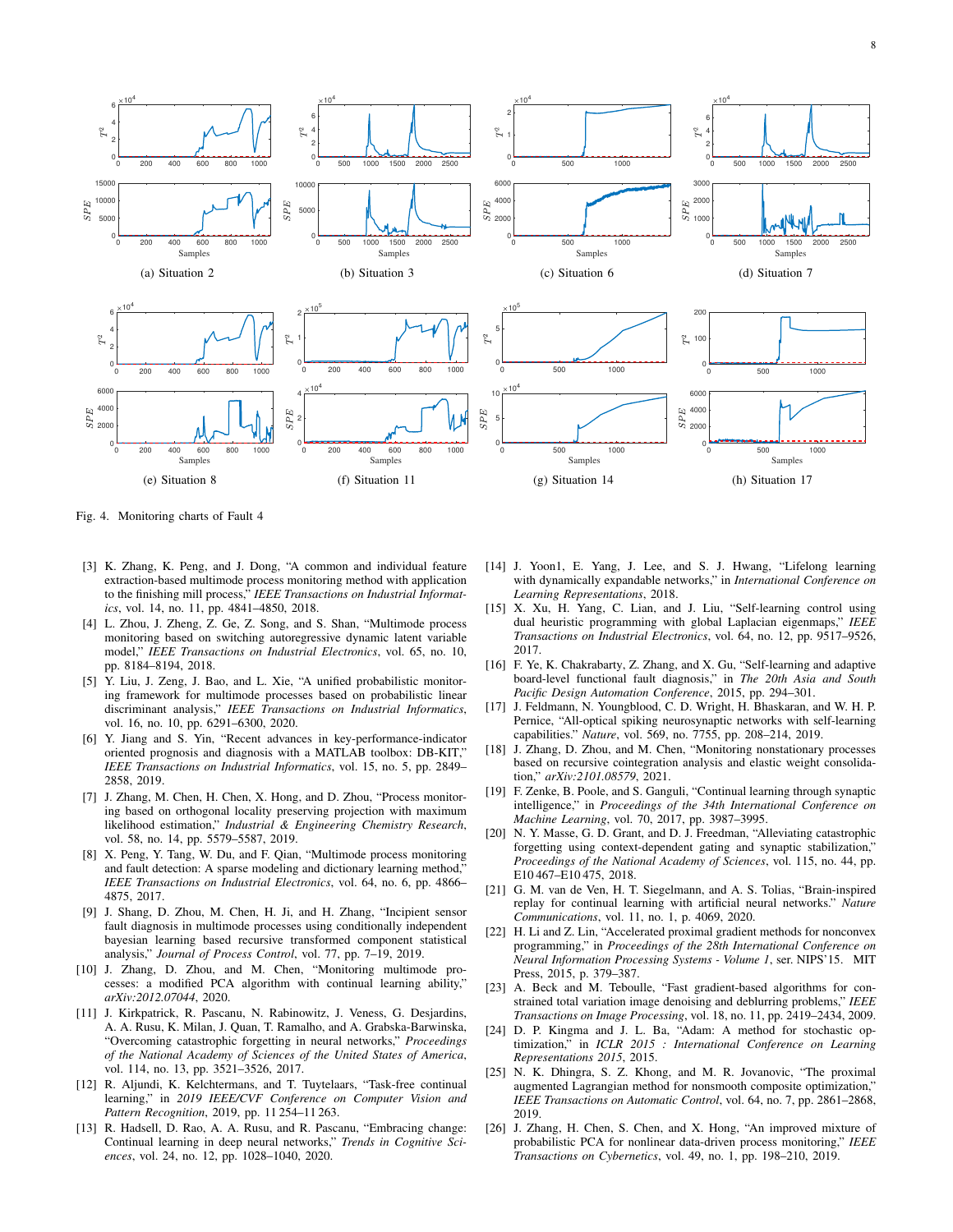(a) Situation 2

(b) Situation 3

(c) Situation 6

(d) Situation 7

(e) Situation 8

(f) Situation 11

(g) Situation 14

(h) Situation 17

Fig. 4. Monitoring charts of Fault 4

[3] K. Zhang, K. Peng, and J. Dong, "A common and individual feature extraction-based multimode process monitoring method with application to the finishing mill process," *IEEE Transactions on Industrial Informatics*, vol. 14, no. 11, pp. 4841–4850, 2018.

[4] L. Zhou, J. Zheng, Z. Ge, Z. Song, and S. Shan, "Multimode process monitoring based on switching autoregressive dynamic latent variable model," *IEEE Transactions on Industrial Electronics*, vol. 65, no. 10, pp. 8184–8194, 2018.

[5] Y. Liu, J. Zeng, J. Bao, and L. Xie, "A unified probabilistic monitoring framework for multimode processes based on probabilistic linear discriminant analysis," *IEEE Transactions on Industrial Informatics*, vol. 16, no. 10, pp. 6291–6300, 2020.

[6] Y. Jiang and S. Yin, "Recent advances in key-performance-indicator oriented prognosis and diagnosis with a MATLAB toolbox: DB-KIT," *IEEE Transactions on Industrial Informatics*, vol. 15, no. 5, pp. 2849–2858, 2019.

[7] J. Zhang, M. Chen, H. Chen, X. Hong, and D. Zhou, "Process monitoring based on orthogonal locality preserving projection with maximum likelihood estimation," *Industrial & Engineering Chemistry Research*, vol. 58, no. 14, pp. 5579–5587, 2019.

[8] X. Peng, Y. Tang, W. Du, and F. Qian, "Multimode process monitoring and fault detection: A sparse modeling and dictionary learning method," *IEEE Transactions on Industrial Electronics*, vol. 64, no. 6, pp. 4866–4875, 2017.

[9] J. Shang, D. Zhou, M. Chen, H. Ji, and H. Zhang, "Incipient sensor fault diagnosis in multimode processes using conditionally independent bayesian learning based recursive transformed component statistical analysis," *Journal of Process Control*, vol. 77, pp. 7–19, 2019.

[10] J. Zhang, D. Zhou, and M. Chen, "Monitoring multimode processes: a modified PCA algorithm with continual learning ability," *arXiv:2012.07044*, 2020.

[11] J. Kirkpatrick, R. Pascanu, N. Rabinowitz, J. Veness, G. Desjardins, A. A. Rusu, K. Milan, J. Quan, T. Ramalho, and A. Grabska-Barwinska, "Overcoming catastrophic forgetting in neural networks," *Proceedings of the National Academy of Sciences of the United States of America*, vol. 114, no. 13, pp. 3521–3526, 2017.

[12] R. Aljundi, K. Kelchtermans, and T. Tuytelaars, "Task-free continual learning," in *2019 IEEE/CVF Conference on Computer Vision and Pattern Recognition*, 2019, pp. 11 254–11 263.

[13] R. Hadsell, D. Rao, A. A. Rusu, and R. Pascanu, "Embracing change: Continual learning in deep neural networks," *Trends in Cognitive Sciences*, vol. 24, no. 12, pp. 1028–1040, 2020.

[14] J. Yoon1, E. Yang, J. Lee, and S. J. Hwang, "Lifelong learning with dynamically expandable networks," in *International Conference on Learning Representations*, 2018.

[15] X. Xu, H. Yang, C. Lian, and J. Liu, "Self-learning control using dual heuristic programming with global Laplacian eigenmaps," *IEEE Transactions on Industrial Electronics*, vol. 64, no. 12, pp. 9517–9526, 2017.

[16] F. Ye, K. Chakrabarty, Z. Zhang, and X. Gu, "Self-learning and adaptive board-level functional fault diagnosis," in *The 20th Asia and South Pacific Design Automation Conference*, 2015, pp. 294–301.

[17] J. Feldmann, N. Youngblood, C. D. Wright, H. Bhaskaran, and W. H. P. Pernice, "All-optical spiking neurosynaptic networks with self-learning capabilities." *Nature*, vol. 569, no. 7755, pp. 208–214, 2019.

[18] J. Zhang, D. Zhou, and M. Chen, "Monitoring nonstationary processes based on recursive cointegration analysis and elastic weight consolidation," *arXiv:2101.08579*, 2021.

[19] F. Zenke, B. Poole, and S. Ganguli, "Continual learning through synaptic intelligence," in *Proceedings of the 34th International Conference on Machine Learning*, vol. 70, 2017, pp. 3987–3995.

[20] N. Y. Masse, G. D. Grant, and D. J. Freedman, "Alleviating catastrophic forgetting using context-dependent gating and synaptic stabilization," *Proceedings of the National Academy of Sciences*, vol. 115, no. 44, pp. E10 467–E10 475, 2018.

[21] G. M. van de Ven, H. T. Siegelmann, and A. S. Tolias, "Brain-inspired replay for continual learning with artificial neural networks." *Nature Communications*, vol. 11, no. 1, p. 4069, 2020.

[22] H. Li and Z. Lin, "Accelerated proximal gradient methods for nonconvex programming," in *Proceedings of the 28th International Conference on Neural Information Processing Systems - Volume 1*, ser. NIPS'15. MIT Press, 2015, p. 379–387.

[23] A. Beck and M. Teboulle, "Fast gradient-based algorithms for constrained total variation image denoising and deblurring problems," *IEEE Transactions on Image Processing*, vol. 18, no. 11, pp. 2419–2434, 2009.

[24] D. P. Kingma and J. L. Ba, "Adam: A method for stochastic optimization," in *ICLR 2015 : International Conference on Learning Representations 2015*, 2015.

[25] N. K. Dhingra, S. Z. Khong, and M. R. Jovanovic, "The proximal augmented Lagrangian method for nonsmooth composite optimization," *IEEE Transactions on Automatic Control*, vol. 64, no. 7, pp. 2861–2868, 2019.

[26] J. Zhang, H. Chen, S. Chen, and X. Hong, "An improved mixture of probabilistic PCA for nonlinear data-driven process monitoring," *IEEE Transactions on Cybernetics*, vol. 49, no. 1, pp. 198–210, 2019.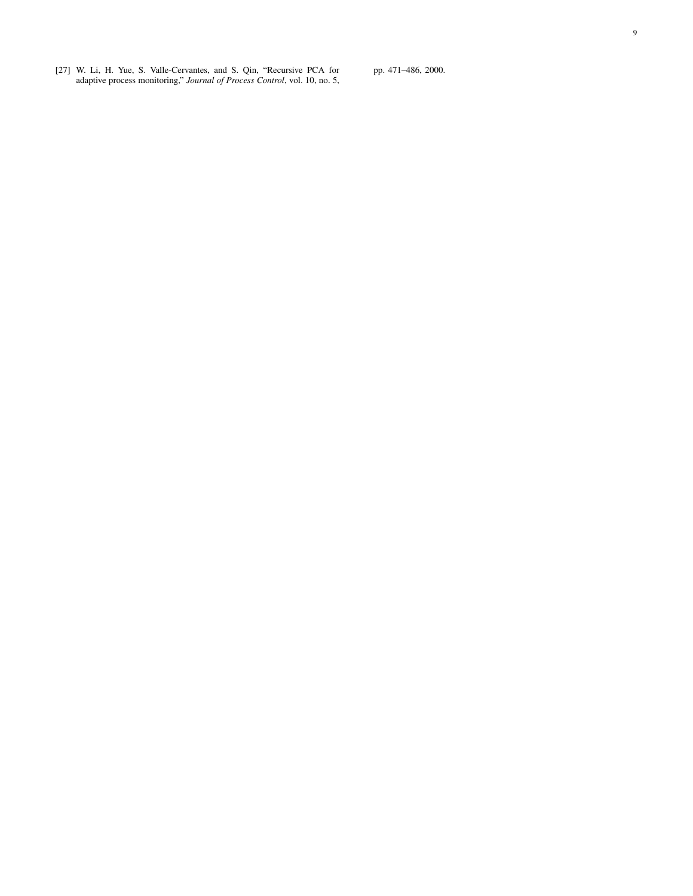[27] W. Li, H. Yue, S. Valle-Cervantes, and S. Qin, "Recursive PCA for adaptive process monitoring," *Journal of Process Control*, vol. 10, no. 5, pp. 471–486, 2000.